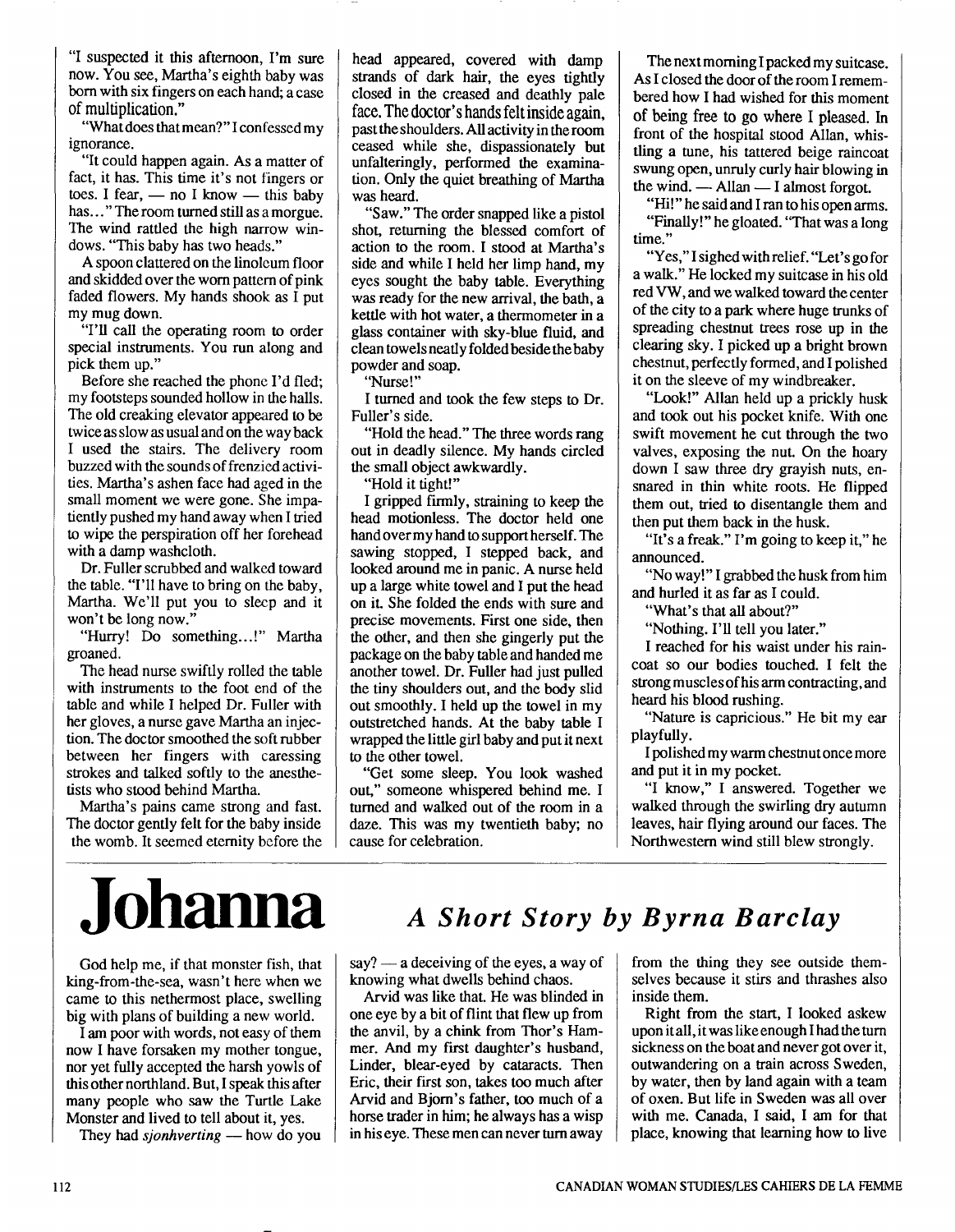"I suspected it this afternoon, I'm sure now. You see, Martha's eighth baby was born with six fingers on each hand; a case of multiplication."

"What does that mean?" I confessed my ignorance.

"It could happen again. As a matter of fact, it has. This time it's not fingers or toes. I fear, — no I know — this baby has..." The room turned still as a morgue. The wind rattled the high narrow windows. "This baby has two heads."

A spoon clattered on the linoleum floor and skidded over the worn pattern of pink faded flowers. My hands shook as I put my mug down.

"I'll call the operating room to order special instruments. You run along and pick them up."

Before she reached the phone I'd fled; my footsteps sounded hollow in the halls. The old creaking elevator appeared to be twice as slow as usual and on the way back I used the stairs. The delivery room buzzed with the sounds of frenzied activities. Martha's ashen face had aged in the small moment we were gone. She impatiently pushed my hand away when I tried to wipe the perspiration off her forehead with a damp washcloth.

Dr. Fuller scrubbed and walked toward the table. "I'll have to bring on the baby, Martha. We'll put you to sleep and it won't be long now."

"Hurry! Do something...!" Martha groaned.

The head nurse swiftly rolled the table with instruments to the foot end of the table and while I helped Dr. Fuller with her gloves, a nurse gave Martha an injection. The doctor smoothed the soft rubber between her fingers with caressing strokes and talked softly to the anesthetists who stood behind Martha.

Martha's pains came strong and fast. The doctor gently felt for the baby inside the womb. It seemed eternity before the head appeared, covered with damp strands of dark hair, the eyes tightly closed in the creased and deathly pale face. The doctor's hands felt inside again, past the shoulders. All activity in the room ceased while she, dispassionately but unfalteringly, performed the examination. Only the quiet breathing of Martha was heard.

"Saw." The order snapped like a pistol shot, returning the blessed comfort of action to the room. I stood at Martha's side and while I held her limp hand, my eyes sought the baby table. Everything was ready for the new arrival, the bath, a kettle with hot water, a thermometer in a glass container with sky-blue fluid, and clean towels neatly folded beside the baby powder and soap.

"Nurse!"

I turned and took the few steps to Dr. Fuller's side.

"Hold the head." The three words rang out in deadly silence. My hands circled the small object awkwardly.

"Hold it tight!"

I gripped firmly, straining to keep the head motionless. The doctor held one hand over my hand to support herself. The sawing stopped, I stepped back, and looked around me in panic. A nurse held up a large white towel and I put the head on it. She folded the ends with sure and precise movements. First one side, then the other, and then she gingerly put the package on the baby table and handed me another towel. Dr. Fuller had just pulled the tiny shoulders out, and the body slid out smoothly. I held up the towel in my outstretched hands. At the baby table I wrapped the little girl baby and put it next to the other towel.

"Get some sleep. You look washed out," someone whispered behind me. I turned and walked out of the room in a daze. This was my twentieth baby; no cause for celebration.

The next morning I packed my suitcase. As I closed the door of the room I remembered how I had wished for this moment of being free to go where I pleased. In front of the hospital stood Allan, whistling a tune, his tattered beige raincoat swung open, unruly curly hair blowing in the wind. — Allan — I almost forgot.

"Hi!" he said and I ran to his open arms.

"Finally!" he gloated. "That was a long time."

"Yes," I sighed with relief. "Let's go for a walk." He locked my suitcase in his old red VW, and we walked toward the center of the city to a park where huge trunks of spreading chestnut trees rose up in the clearing sky. I picked up a bright brown chestnut, perfectly formed, and I polished it on the sleeve of my windbreaker.

"Look!" Allan held up a prickly husk and took out his pocket knife. With one swift movement he cut through the two valves, exposing the nut. On the hoary down I saw three dry grayish nuts, ensnared in thin white roots. He flipped them out, tried to disentangle them and then put them back in the husk.

"It's a freak." I'm going to keep it," he announced.

"No way!" I grabbed the husk from him and hurled it as far as I could.

"What's that all about?"

"Nothing. I'll tell you later."

I reached for his waist under his raincoat so our bodies touched. I felt the strong muscles of his arm contracting, and heard his blood rushing.

"Nature is capricious." He bit my ear playfully.

I polished my warm chestnut once more and put it in my pocket.

"I know," I answered. Together we walked through the swirling dry autumn leaves, hair flying around our faces. The Northwestern wind still blew strongly.

# Johanna

## *A Short Story by Byrna Barclay*

God help me, if that monster fish, that king-from-the-sea, wasn't here when we came to this nethermost place, swelling big with plans of building a new world.

I am poor with words, not easy of them now I have forsaken my mother tongue, nor yet fully accepted the harsh yowls of this other northland. But, I speak this after many people who saw the Turtle Lake Monster and lived to tell about it, yes.

They had *sjonhverting* — how do you say? — a deceiving of the eyes, a way of knowing what dwells behind chaos.

Arvid was like that. He was blinded in one eye by a bit of flint that flew up from the anvil, by a chink from Thor's Hammer. And my first daughter's husband, Linder, blear-eyed by cataracts. Then Eric, their first son, takes too much after Arvid and Bjorn's father, too much of a horse trader in him; he always has a wisp in his eye. These men can never turn away from the thing they see outside themselves because it stirs and thrashes also inside them.

Right from the start, I looked askew upon it all, it was like enough I had the turn sickness on the boat and never got over it, outwandering on a train across Sweden, by water, then by land again with a team of oxen. But life in Sweden was all over with me. Canada, I said, I am for that place, knowing that learning how to live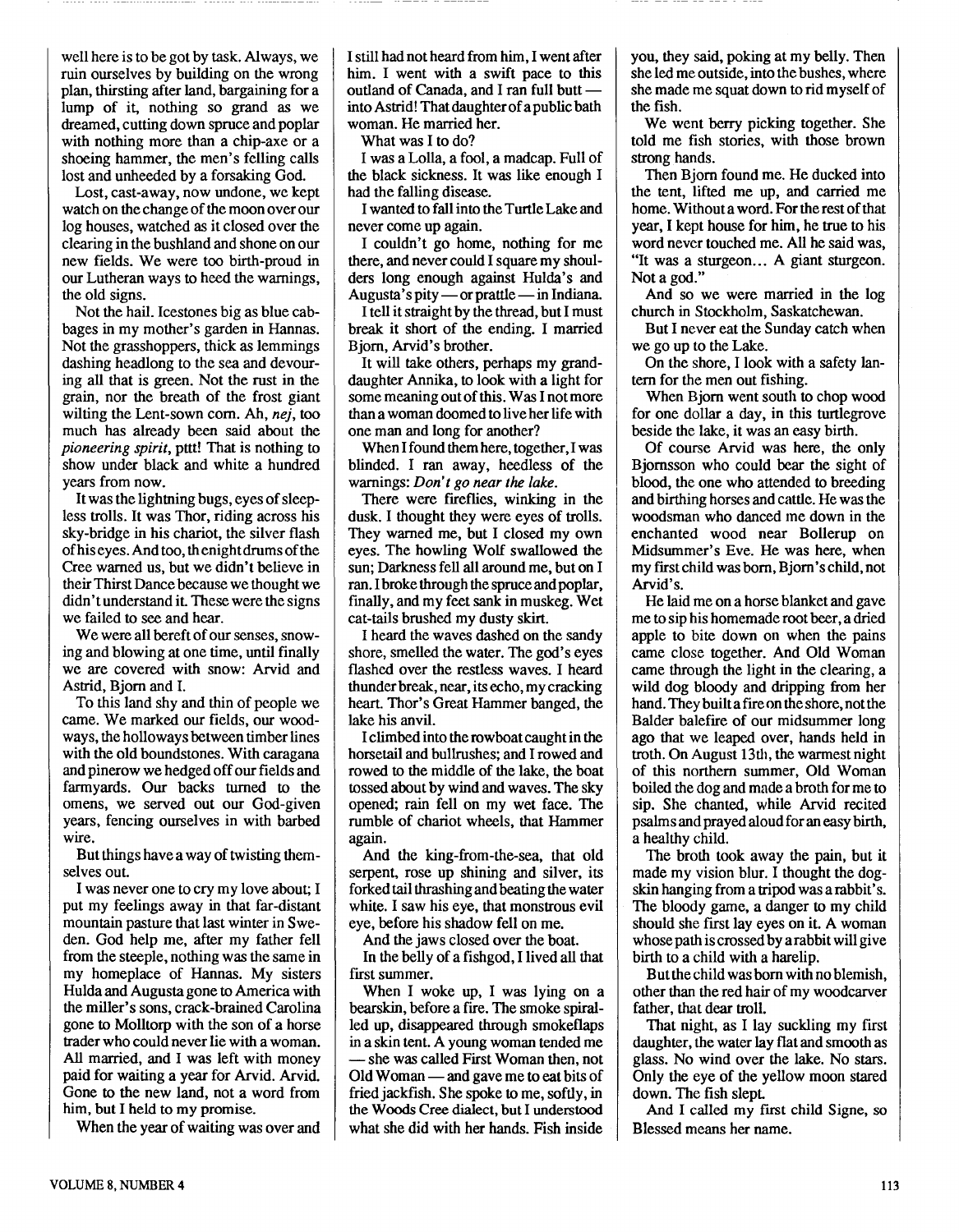well here is to be got by task. Always, we ruin ourselves by building on the wrong plan, thirsting after land, bargaining for a lump of it, nothing so grand as we dreamed, cutting down spruce and poplar with nothing more than a chip-axe or a shoeing hammer, the men's felling calls lost and unheeded by a forsaking God.

Lost, cast-away, now undone, we kept watch on the change of the moon over our log houses, watched as it closed over the clearing in the bushland and shone on our new fields. We were too birth-proud in our Lutheran ways to heed the warnings, the old signs.

Not the hail. Icestones big as blue cabbages in my mother's garden in Hannas. Not the grasshoppers, thick as lemmings dashing headlong to the sea and devouring all that is green. Not the rust in the grain, nor the breath of the frost giant wilting the Lent-sown corn. Ah, *nej*, too much has already been said about the *pioneering spirit*, pttt! That is nothing to show under black and white a hundred years from now.

It was the lightning bugs, eyes of sleepless trolls. It was Thor, riding across his sky-bridge in his chariot, the silver flash of his eyes. And too, the night drums of the Cree warned us, but we didn't believe in their Thirst Dance because we thought we didn't understand it. These were the signs we failed to see and hear.

We were all bereft of our senses, snowing and blowing at one time, until finally we are covered with snow: Arvid and Astrid, Bjorn and I.

To this land shy and thin of people we came. We marked our fields, our woodways, the holloways between timber lines with the old boundstones. With caragana and pinerow we hedged off our fields and farmyards. Our backs turned to the omens, we served out our God-given years, fencing ourselves in with barbed wire.

But things have a way of twisting themselves out.

I was never one to cry my love about; I put my feelings away in that far-distant mountain pasture that last winter in Sweden. God help me, after my father fell from the steeple, nothing was the same in my homeplace of Hannas. My sisters Hulda and Augusta gone to America with the miller's sons, crack-brained Carolina gone to Molltorp with the son of a horse trader who could never lie with a woman. All married, and I was left with money paid for waiting a year for Arvid. Arvid. Gone to the new land, not a word from him, but I held to my promise.

When the year of waiting was over and I still had not heard from him, I went after him. I went with a swift pace to this outland of Canada, and I ran full butt — into Astrid! That daughter of a public bath woman. He married her.

What was I to do?

I was a Lolla, a fool, a madcap. Full of the black sickness. It was like enough I had the falling disease.

I wanted to fall into the Turtle Lake and never come up again.

I couldn't go home, nothing for me there, and never could I square my shoulders long enough against Hulda's and Augusta's pity — or prattle — in Indiana.

I tell it straight by the thread, but I must break it short of the ending. I married Bjorn, Arvid's brother.

It will take others, perhaps my granddaughter Annika, to look with a light for some meaning out of this. Was I not more than a woman doomed to live her life with one man and long for another?

When I found them here, together, I was blinded. I ran away, heedless of the warnings: *Don't go near the lake.*

There were fireflies, winking in the dusk. I thought they were eyes of trolls. They warned me, but I closed my own eyes. The howling Wolf swallowed the sun; Darkness fell all around me, but on I ran. I broke through the spruce and poplar, finally, and my feet sank in muskeg. Wet cat-tails brushed my dusty skirt.

I heard the waves dashed on the sandy shore, smelled the water. The god's eyes flashed over the restless waves. I heard thunder break, near, its echo, my cracking heart. Thor's Great Hammer banged, the lake his anvil.

I climbed into the rowboat caught in the horsetail and bullrushes; and I rowed and rowed to the middle of the lake, the boat tossed about by wind and waves. The sky opened; rain fell on my wet face. The rumble of chariot wheels, that Hammer again.

And the king-from-the-sea, that old serpent, rose up shining and silver, its forked tail thrashing and beating the water white. I saw his eye, that monstrous evil eye, before his shadow fell on me.

And the jaws closed over the boat.

In the belly of a fishgod, I lived all that first summer.

When I woke up, I was lying on a bearskin, before a fire. The smoke spiralled up, disappeared through smokeflaps in a skin tent. A young woman tended me — she was called First Woman then, not Old Woman — and gave me to eat bits of fried jackfish. She spoke to me, softly, in the Woods Cree dialect, but I understood what she did with her hands. Fish inside you, they said, poking at my belly. Then she led me outside, into the bushes, where she made me squat down to rid myself of the fish.

We went berry picking together. She told me fish stories, with those brown strong hands.

Then Bjorn found me. He ducked into the tent, lifted me up, and carried me home. Without a word. For the rest of that year, I kept house for him, he true to his word never touched me. All he said was, "It was a sturgeon... A giant sturgeon. Not a god."

And so we were married in the log church in Stockholm, Saskatchewan.

But I never eat the Sunday catch when we go up to the Lake.

On the shore, I look with a safety lantern for the men out fishing.

When Bjorn went south to chop wood for one dollar a day, in this turtlegrove beside the lake, it was an easy birth.

Of course Arvid was here, the only Bjornsson who could bear the sight of blood, the one who attended to breeding and birthing horses and cattle. He was the woodsman who danced me down in the enchanted wood near Bollerup on Midsummer's Eve. He was here, when my first child was born, Bjorn's child, not Arvid's.

He laid me on a horse blanket and gave me to sip his homemade root beer, a dried apple to bite down on when the pains came close together. And Old Woman came through the light in the clearing, a wild dog bloody and dripping from her hand. They built a fire on the shore, not the Balder balefire of our midsummer long ago that we leaped over, hands held in troth. On August 13th, the warmest night of this northern summer, Old Woman boiled the dog and made a broth for me to sip. She chanted, while Arvid recited psalms and prayed aloud for an easy birth, a healthy child.

The broth took away the pain, but it made my vision blur. I thought the dogskin hanging from a tripod was a rabbit's. The bloody game, a danger to my child should she first lay eyes on it. A woman whose path is crossed by a rabbit will give birth to a child with a harelip.

But the child was born with no blemish, other than the red hair of my woodcarver father, that dear troll.

That night, as I lay suckling my first daughter, the water lay flat and smooth as glass. No wind over the lake. No stars. Only the eye of the yellow moon stared down. The fish slept.

And I called my first child Signe, so Blessed means her name.